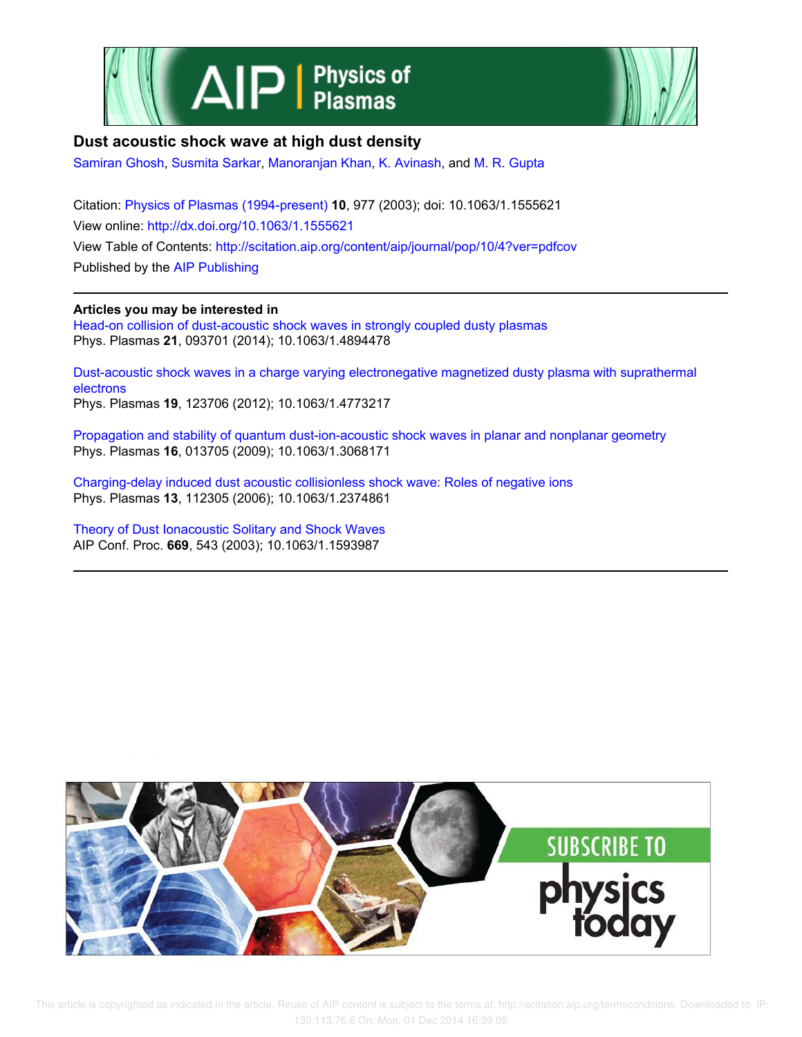# Dust acoustic shock wave at high dust density

Samiran Ghosh, Susmita Sarkar, Manoranjan Khan, K. Avinash, and M. R. Gupta

Citation: Physics of Plasmas (1994-present) **10**, 977 (2003); doi: 10.1063/1.1555621

View online: http://dx.doi.org/10.1063/1.1555621

View Table of Contents: http://scitation.aip.org/content/aip/journal/pop/10/4?ver=pdfcov

Published by the AIP Publishing

**Articles you may be interested in**

Head-on collision of dust-acoustic shock waves in strongly coupled dusty plasmas
Phys. Plasmas **21**, 093701 (2014); 10.1063/1.4894478

Dust-acoustic shock waves in a charge varying electronegative magnetized dusty plasma with suprathermal electrons
Phys. Plasmas **19**, 123706 (2012); 10.1063/1.4773217

Propagation and stability of quantum dust-ion-acoustic shock waves in planar and nonplanar geometry
Phys. Plasmas **16**, 013705 (2009); 10.1063/1.3068171

Charging-delay induced dust acoustic collisionless shock wave: Roles of negative ions
Phys. Plasmas **13**, 112305 (2006); 10.1063/1.2374861

Theory of Dust Ionacoustic Solitary and Shock Waves
AIP Conf. Proc. **669**, 543 (2003); 10.1063/1.1593987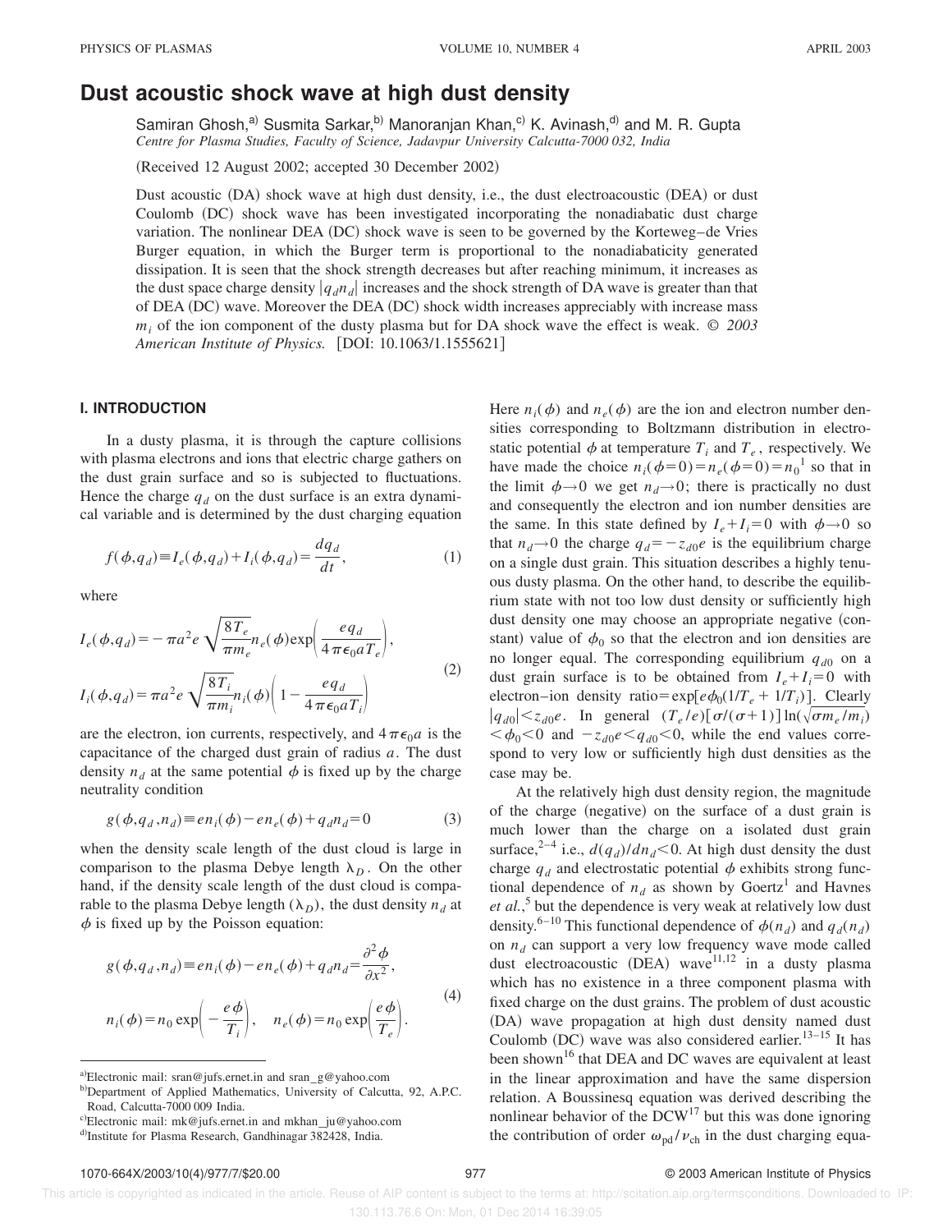# Dust acoustic shock wave at high dust density

Samiran Ghosh,[a)] Susmita Sarkar,[b)] Manoranjan Khan,[c)] K. Avinash,[d)] and M. R. Gupta

*Centre for Plasma Studies, Faculty of Science, Jadavpur University Calcutta-7000 032, India*

(Received 12 August 2002; accepted 30 December 2002)

Dust acoustic (DA) shock wave at high dust density, i.e., the dust electroacoustic (DEA) or dust Coulomb (DC) shock wave has been investigated incorporating the nonadiabatic dust charge variation. The nonlinear DEA (DC) shock wave is seen to be governed by the Korteweg–de Vries Burger equation, in which the Burger term is proportional to the nonadiabaticity generated dissipation. It is seen that the shock strength decreases but after reaching minimum, it increases as the dust space charge density $|q_d n_d|$ increases and the shock strength of DA wave is greater than that of DEA (DC) wave. Moreover the DEA (DC) shock width increases appreciably with increase mass $m_i$ of the ion component of the dusty plasma but for DA shock wave the effect is weak. © *2003 American Institute of Physics.* [DOI: 10.1063/1.1555621]

## I. INTRODUCTION

In a dusty plasma, it is through the capture collisions with plasma electrons and ions that electric charge gathers on the dust grain surface and so is subjected to fluctuations. Hence the charge $q_d$ on the dust surface is an extra dynamical variable and is determined by the dust charging equation

$$f(\phi,q_d)\equiv I_e(\phi,q_d)+I_i(\phi,q_d)=\frac{dq_d}{dt}, \tag{1}$$

where

$$I_e(\phi,q_d)=-\pi a^2 e\sqrt{\frac{8T_e}{\pi m_e}}n_e(\phi)\exp\left(\frac{eq_d}{4\pi\epsilon_0 aT_e}\right),$$
$$I_i(\phi,q_d)=\pi a^2 e\sqrt{\frac{8T_i}{\pi m_i}}n_i(\phi)\left(1-\frac{eq_d}{4\pi\epsilon_0 aT_i}\right) \tag{2}$$

are the electron, ion currents, respectively, and $4\pi\epsilon_0 a$ is the capacitance of the charged dust grain of radius $a$. The dust density $n_d$ at the same potential $\phi$ is fixed up by the charge neutrality condition

$$g(\phi,q_d,n_d)\equiv en_i(\phi)-en_e(\phi)+q_d n_d=0 \tag{3}$$

when the density scale length of the dust cloud is large in comparison to the plasma Debye length $\lambda_D$. On the other hand, if the density scale length of the dust cloud is comparable to the plasma Debye length ($\lambda_D$), the dust density $n_d$ at $\phi$ is fixed up by the Poisson equation:

$$g(\phi,q_d,n_d)\equiv en_i(\phi)-en_e(\phi)+q_d n_d=\frac{\partial^2\phi}{\partial x^2},$$
$$n_i(\phi)=n_0\exp\left(-\frac{e\phi}{T_i}\right),\quad n_e(\phi)=n_0\exp\left(\frac{e\phi}{T_e}\right). \tag{4}$$

Here $n_i(\phi)$ and $n_e(\phi)$ are the ion and electron number densities corresponding to Boltzmann distribution in electrostatic potential $\phi$ at temperature $T_i$ and $T_e$, respectively. We have made the choice $n_i(\phi=0)=n_e(\phi=0)=n_0$[1] so that in the limit $\phi\to 0$ we get $n_d\to 0$; there is practically no dust and consequently the electron and ion number densities are the same. In this state defined by $I_e+I_i=0$ with $\phi\to 0$ so that $n_d\to 0$ the charge $q_d=-z_{d0}e$ is the equilibrium charge on a single dust grain. This situation describes a highly tenuous dusty plasma. On the other hand, to describe the equilibrium state with not too low dust density or sufficiently high dust density one may choose an appropriate negative (constant) value of $\phi_0$ so that the electron and ion densities are no longer equal. The corresponding equilibrium $q_{d0}$ on a dust grain surface is to be obtained from $I_e+I_i=0$ with electron–ion density ratio$=\exp[e\phi_0(1/T_e+1/T_i)]$. Clearly $|q_{d0}|<z_{d0}e$. In general $(T_e/e)[\sigma/(\sigma+1)]\ln(\sqrt{\sigma m_e/m_i})<\phi_0<0$ and $-z_{d0}e<q_{d0}<0$, while the end values correspond to very low or sufficiently high dust densities as the case may be.

At the relatively high dust density region, the magnitude of the charge (negative) on the surface of a dust grain is much lower than the charge on a isolated dust grain surface,[2–4] i.e., $d(q_d)/dn_d<0$. At high dust density the dust charge $q_d$ and electrostatic potential $\phi$ exhibits strong functional dependence of $n_d$ as shown by Goertz[1] and Havnes *et al.*,[5] but the dependence is very weak at relatively low dust density.[6–10] This functional dependence of $\phi(n_d)$ and $q_d(n_d)$ on $n_d$ can support a very low frequency wave mode called dust electroacoustic (DEA) wave[11,12] in a dusty plasma which has no existence in a three component plasma with fixed charge on the dust grains. The problem of dust acoustic (DA) wave propagation at high dust density named dust Coulomb (DC) wave was also considered earlier.[13–15] It has been shown[16] that DEA and DC waves are equivalent at least in the linear approximation and have the same dispersion relation. A Boussinesq equation was derived describing the nonlinear behavior of the DCW[17] but this was done ignoring the contribution of order $\omega_{pd}/\nu_{ch}$ in the dust charging equa-

---

[a)]Electronic mail: sran@jufs.ernet.in and sran_g@yahoo.com

[b)]Department of Applied Mathematics, University of Calcutta, 92, A.P.C. Road, Calcutta-7000 009 India.

[c)]Electronic mail: mk@jufs.ernet.in and mkhan_ju@yahoo.com

[d)]Institute for Plasma Research, Gandhinagar 382428, India.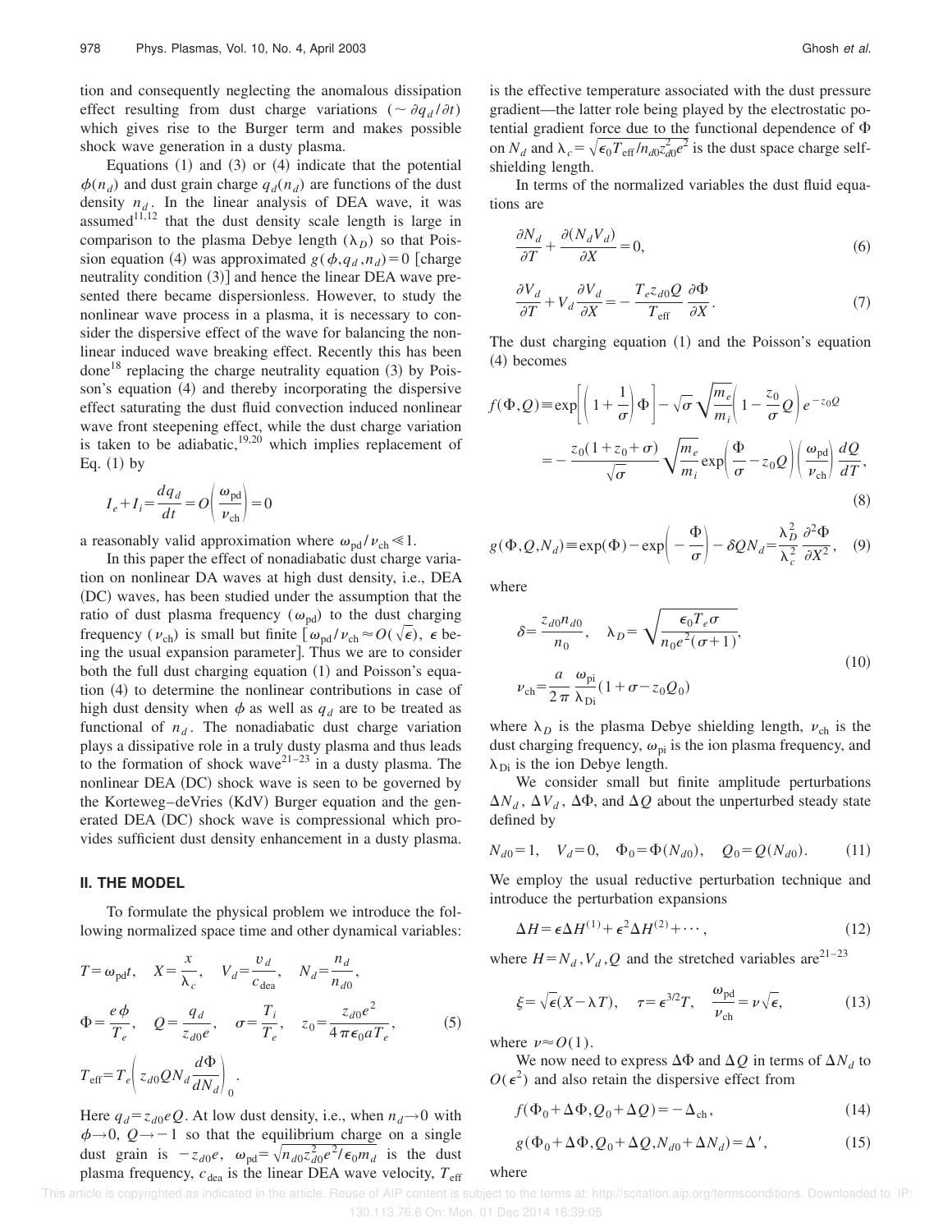tion and consequently neglecting the anomalous dissipation effect resulting from dust charge variations ($\sim \partial q_d/\partial t$) which gives rise to the Burger term and makes possible shock wave generation in a dusty plasma.

Equations (1) and (3) or (4) indicate that the potential $\phi(n_d)$ and dust grain charge $q_d(n_d)$ are functions of the dust density $n_d$. In the linear analysis of DEA wave, it was assumed[11,12] that the dust density scale length is large in comparison to the plasma Debye length ($\lambda_D$) so that Poission equation (4) was approximated $g(\phi, q_d, n_d) = 0$ [charge neutrality condition (3)] and hence the linear DEA wave presented there became dispersionless. However, to study the nonlinear wave process in a plasma, it is necessary to consider the dispersive effect of the wave for balancing the nonlinear induced wave breaking effect. Recently this has been done[18] replacing the charge neutrality equation (3) by Poisson's equation (4) and thereby incorporating the dispersive effect saturating the dust fluid convection induced nonlinear wave front steepening effect, while the dust charge variation is taken to be adiabatic,[19,20] which implies replacement of Eq. (1) by

$$I_e + I_i = \frac{dq_d}{dt} = O\left(\frac{\omega_{\mathrm{pd}}}{\nu_{\mathrm{ch}}}\right) = 0$$

a reasonably valid approximation where $\omega_{\mathrm{pd}}/\nu_{\mathrm{ch}} \ll 1$.

In this paper the effect of nonadiabatic dust charge variation on nonlinear DA waves at high dust density, i.e., DEA (DC) waves, has been studied under the assumption that the ratio of dust plasma frequency ($\omega_{\mathrm{pd}}$) to the dust charging frequency ($\nu_{\mathrm{ch}}$) is small but finite [$\omega_{\mathrm{pd}}/\nu_{\mathrm{ch}} \approx O(\sqrt{\epsilon})$, $\epsilon$ being the usual expansion parameter]. Thus we are to consider both the full dust charging equation (1) and Poisson's equation (4) to determine the nonlinear contributions in case of high dust density when $\phi$ as well as $q_d$ are to be treated as functional of $n_d$. The nonadiabatic dust charge variation plays a dissipative role in a truly dusty plasma and thus leads to the formation of shock wave[21–23] in a dusty plasma. The nonlinear DEA (DC) shock wave is seen to be governed by the Korteweg–deVries (KdV) Burger equation and the generated DEA (DC) shock wave is compressional which provides sufficient dust density enhancement in a dusty plasma.

## II. THE MODEL

To formulate the physical problem we introduce the following normalized space time and other dynamical variables:

$$T = \omega_{\mathrm{pd}} t, \quad X = \frac{x}{\lambda_c}, \quad V_d = \frac{v_d}{c_{\mathrm{dea}}}, \quad N_d = \frac{n_d}{n_{d0}},$$

$$\Phi = \frac{e\phi}{T_e}, \quad Q = \frac{q_d}{z_{d0}e}, \quad \sigma = \frac{T_i}{T_e}, \quad z_0 = \frac{z_{d0}e^2}{4\pi\epsilon_0 a T_e}, \tag{5}$$

$$T_{\mathrm{eff}} = T_e\left(z_{d0} Q N_d \frac{d\Phi}{dN_d}\right)_0.$$

Here $q_d = z_{d0}eQ$. At low dust density, i.e., when $n_d \to 0$ with $\phi \to 0$, $Q \to -1$ so that the equilibrium charge on a single dust grain is $-z_{d0}e$, $\omega_{\mathrm{pd}} = \sqrt{n_{d0} z_{d0}^2 e^2/\epsilon_0 m_d}$ is the dust plasma frequency, $c_{\mathrm{dea}}$ is the linear DEA wave velocity, $T_{\mathrm{eff}}$ is the effective temperature associated with the dust pressure gradient—the latter role being played by the electrostatic potential gradient force due to the functional dependence of $\Phi$ on $N_d$ and $\lambda_c = \sqrt{\epsilon_0 T_{\mathrm{eff}}/n_{d0} z_{d0}^2 e^2}$ is the dust space charge self-shielding length.

In terms of the normalized variables the dust fluid equations are

$$\frac{\partial N_d}{\partial T} + \frac{\partial (N_d V_d)}{\partial X} = 0, \tag{6}$$

$$\frac{\partial V_d}{\partial T} + V_d \frac{\partial V_d}{\partial X} = -\frac{T_e z_{d0} Q}{T_{\mathrm{eff}}} \frac{\partial \Phi}{\partial X}. \tag{7}$$

The dust charging equation (1) and the Poisson's equation (4) becomes

$$f(\Phi, Q) \equiv \exp\left[\left(1 + \frac{1}{\sigma}\right)\Phi\right] - \sqrt{\sigma}\sqrt{\frac{m_e}{m_i}}\left(1 - \frac{z_0}{\sigma}Q\right)e^{-z_0 Q}$$
$$= -\frac{z_0(1 + z_0 + \sigma)}{\sqrt{\sigma}}\sqrt{\frac{m_e}{m_i}}\exp\left(\frac{\Phi}{\sigma} - z_0 Q\right)\left(\frac{\omega_{\mathrm{pd}}}{\nu_{\mathrm{ch}}}\right)\frac{dQ}{dT}, \tag{8}$$

$$g(\Phi, Q, N_d) \equiv \exp(\Phi) - \exp\left(-\frac{\Phi}{\sigma}\right) - \delta Q N_d = \frac{\lambda_D^2}{\lambda_c^2}\frac{\partial^2 \Phi}{\partial X^2}, \tag{9}$$

where

$$\delta = \frac{z_{d0} n_{d0}}{n_0}, \quad \lambda_D = \sqrt{\frac{\epsilon_0 T_e \sigma}{n_0 e^2(\sigma + 1)}},$$
$$\nu_{\mathrm{ch}} = \frac{a}{2\pi}\frac{\omega_{\mathrm{pi}}}{\lambda_{\mathrm{Di}}}(1 + \sigma - z_0 Q_0) \tag{10}$$

where $\lambda_D$ is the plasma Debye shielding length, $\nu_{\mathrm{ch}}$ is the dust charging frequency, $\omega_{\mathrm{pi}}$ is the ion plasma frequency, and $\lambda_{\mathrm{Di}}$ is the ion Debye length.

We consider small but finite amplitude perturbations $\Delta N_d$, $\Delta V_d$, $\Delta \Phi$, and $\Delta Q$ about the unperturbed steady state defined by

$$N_{d0} = 1, \quad V_d = 0, \quad \Phi_0 = \Phi(N_{d0}), \quad Q_0 = Q(N_{d0}). \tag{11}$$

We employ the usual reductive perturbation technique and introduce the perturbation expansions

$$\Delta H = \epsilon \Delta H^{(1)} + \epsilon^2 \Delta H^{(2)} + \cdots, \tag{12}$$

where $H = N_d, V_d, Q$ and the stretched variables are[21–23]

$$\xi = \sqrt{\epsilon}(X - \lambda T), \quad \tau = \epsilon^{3/2} T, \quad \frac{\omega_{\mathrm{pd}}}{\nu_{\mathrm{ch}}} = \nu\sqrt{\epsilon}, \tag{13}$$

where $\nu \approx O(1)$.

We now need to express $\Delta\Phi$ and $\Delta Q$ in terms of $\Delta N_d$ to $O(\epsilon^2)$ and also retain the dispersive effect from

$$f(\Phi_0 + \Delta\Phi, Q_0 + \Delta Q) = -\Delta_{\mathrm{ch}}, \tag{14}$$

$$g(\Phi_0 + \Delta\Phi, Q_0 + \Delta Q, N_{d0} + \Delta N_d) = \Delta', \tag{15}$$

where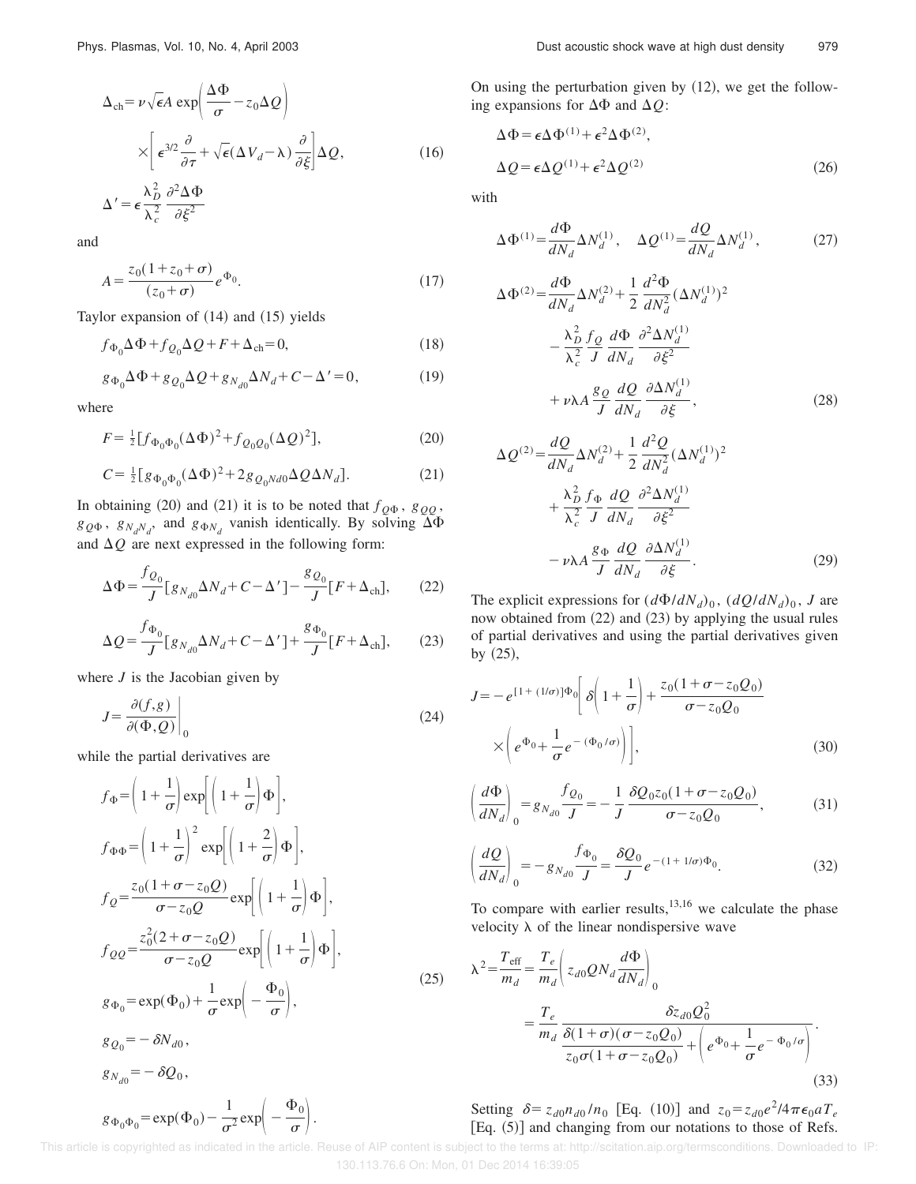$$\Delta_{\mathrm{ch}} = \nu\sqrt{\epsilon}A \exp\left(\frac{\Delta\Phi}{\sigma} - z_0\Delta Q\right) \times \left[\epsilon^{3/2}\frac{\partial}{\partial\tau} + \sqrt{\epsilon}(\Delta V_d - \lambda)\frac{\partial}{\partial\xi}\right]\Delta Q, \tag{16}$$

$$\Delta' = \epsilon\frac{\lambda_D^2}{\lambda_c^2}\frac{\partial^2\Delta\Phi}{\partial\xi^2}$$

and

$$A = \frac{z_0(1+z_0+\sigma)}{(z_0+\sigma)}e^{\Phi_0}. \tag{17}$$

Taylor expansion of (14) and (15) yields

$$f_{\Phi_0}\Delta\Phi + f_{Q_0}\Delta Q + F + \Delta_{\mathrm{ch}} = 0, \tag{18}$$

$$g_{\Phi_0}\Delta\Phi + g_{Q_0}\Delta Q + g_{N_{d0}}\Delta N_d + C - \Delta' = 0, \tag{19}$$

where

$$F = \tfrac{1}{2}[f_{\Phi_0\Phi_0}(\Delta\Phi)^2 + f_{Q_0Q_0}(\Delta Q)^2], \tag{20}$$

$$C = \tfrac{1}{2}[g_{\Phi_0\Phi_0}(\Delta\Phi)^2 + 2g_{Q_0Nd0}\Delta Q\Delta N_d]. \tag{21}$$

In obtaining (20) and (21) it is to be noted that $f_{Q\Phi}$, $g_{QQ}$, $g_{Q\Phi}$, $g_{N_dN_d}$, and $g_{\Phi N_d}$ vanish identically. By solving $\Delta\Phi$ and $\Delta Q$ are next expressed in the following form:

$$\Delta\Phi = \frac{f_{Q_0}}{J}[g_{N_{d0}}\Delta N_d + C - \Delta'] - \frac{g_{Q_0}}{J}[F + \Delta_{\mathrm{ch}}], \tag{22}$$

$$\Delta Q = \frac{f_{\Phi_0}}{J}[g_{N_{d0}}\Delta N_d + C - \Delta'] + \frac{g_{\Phi_0}}{J}[F + \Delta_{\mathrm{ch}}], \tag{23}$$

where $J$ is the Jacobian given by

$$J = \left.\frac{\partial(f,g)}{\partial(\Phi,Q)}\right|_0 \tag{24}$$

while the partial derivatives are

$$\begin{aligned}
f_\Phi &= \left(1+\frac{1}{\sigma}\right)\exp\left[\left(1+\frac{1}{\sigma}\right)\Phi\right],\\
f_{\Phi\Phi} &= \left(1+\frac{1}{\sigma}\right)^2\exp\left[\left(1+\frac{2}{\sigma}\right)\Phi\right],\\
f_Q &= \frac{z_0(1+\sigma-z_0Q)}{\sigma-z_0Q}\exp\left[\left(1+\frac{1}{\sigma}\right)\Phi\right],\\
f_{QQ} &= \frac{z_0^2(2+\sigma-z_0Q)}{\sigma-z_0Q}\exp\left[\left(1+\frac{1}{\sigma}\right)\Phi\right],\\
g_{\Phi_0} &= \exp(\Phi_0) + \frac{1}{\sigma}\exp\left(-\frac{\Phi_0}{\sigma}\right),\\
g_{Q_0} &= -\delta N_{d0},\\
g_{N_{d0}} &= -\delta Q_0,\\
g_{\Phi_0\Phi_0} &= \exp(\Phi_0) - \frac{1}{\sigma^2}\exp\left(-\frac{\Phi_0}{\sigma}\right).
\end{aligned} \tag{25}$$

On using the perturbation given by (12), we get the following expansions for $\Delta\Phi$ and $\Delta Q$:

$$\begin{aligned}
\Delta\Phi &= \epsilon\Delta\Phi^{(1)} + \epsilon^2\Delta\Phi^{(2)},\\
\Delta Q &= \epsilon\Delta Q^{(1)} + \epsilon^2\Delta Q^{(2)}
\end{aligned} \tag{26}$$

with

$$\Delta\Phi^{(1)} = \frac{d\Phi}{dN_d}\Delta N_d^{(1)}, \quad \Delta Q^{(1)} = \frac{dQ}{dN_d}\Delta N_d^{(1)}, \tag{27}$$

$$\begin{aligned}
\Delta\Phi^{(2)} &= \frac{d\Phi}{dN_d}\Delta N_d^{(2)} + \frac{1}{2}\frac{d^2\Phi}{dN_d^2}(\Delta N_d^{(1)})^2\\
&\quad - \frac{\lambda_D^2}{\lambda_c^2}\frac{f_Q}{J}\frac{d\Phi}{dN_d}\frac{\partial^2\Delta N_d^{(1)}}{\partial\xi^2}\\
&\quad + \nu\lambda A\frac{g_Q}{J}\frac{dQ}{dN_d}\frac{\partial\Delta N_d^{(1)}}{\partial\xi},
\end{aligned} \tag{28}$$

$$\begin{aligned}
\Delta Q^{(2)} &= \frac{dQ}{dN_d}\Delta N_d^{(2)} + \frac{1}{2}\frac{d^2Q}{dN_d^2}(\Delta N_d^{(1)})^2\\
&\quad + \frac{\lambda_D^2}{\lambda_c^2}\frac{f_\Phi}{J}\frac{dQ}{dN_d}\frac{\partial^2\Delta N_d^{(1)}}{\partial\xi^2}\\
&\quad - \nu\lambda A\frac{g_\Phi}{J}\frac{dQ}{dN_d}\frac{\partial\Delta N_d^{(1)}}{\partial\xi}.
\end{aligned} \tag{29}$$

The explicit expressions for $(d\Phi/dN_d)_0$, $(dQ/dN_d)_0$, $J$ are now obtained from (22) and (23) by applying the usual rules of partial derivatives and using the partial derivatives given by (25),

$$J = -e^{[1+(1/\sigma)]\Phi_0}\left[\delta\left(1+\frac{1}{\sigma}\right) + \frac{z_0(1+\sigma-z_0Q_0)}{\sigma-z_0Q_0}\times\left(e^{\Phi_0} + \frac{1}{\sigma}e^{-(\Phi_0/\sigma)}\right)\right], \tag{30}$$

$$\left(\frac{d\Phi}{dN_d}\right)_0 = g_{N_{d0}}\frac{f_{Q_0}}{J} = -\frac{1}{J}\frac{\delta Q_0 z_0(1+\sigma-z_0Q_0)}{\sigma-z_0Q_0}, \tag{31}$$

$$\left(\frac{dQ}{dN_d}\right)_0 = -g_{N_{d0}}\frac{f_{\Phi_0}}{J} = \frac{\delta Q_0}{J}e^{-(1+1/\sigma)\Phi_0}. \tag{32}$$

To compare with earlier results,[13,16] we calculate the phase velocity $\lambda$ of the linear nondispersive wave

$$\begin{aligned}
\lambda^2 &= \frac{T_{\mathrm{eff}}}{m_d} = \frac{T_e}{m_d}\left(z_{d0}QN_d\frac{d\Phi}{dN_d}\right)_0\\
&= \frac{T_e}{m_d}\frac{\delta z_{d0}Q_0^2}{\dfrac{\delta(1+\sigma)(\sigma-z_0Q_0)}{z_0\sigma(1+\sigma-z_0Q_0)} + \left(e^{\Phi_0} + \dfrac{1}{\sigma}e^{-\Phi_0/\sigma}\right)}.
\end{aligned} \tag{33}$$

Setting $\delta = z_{d0}n_{d0}/n_0$ [Eq. (10)] and $z_0 = z_{d0}e^2/4\pi\epsilon_0 aT_e$ [Eq. (5)] and changing from our notations to those of Refs.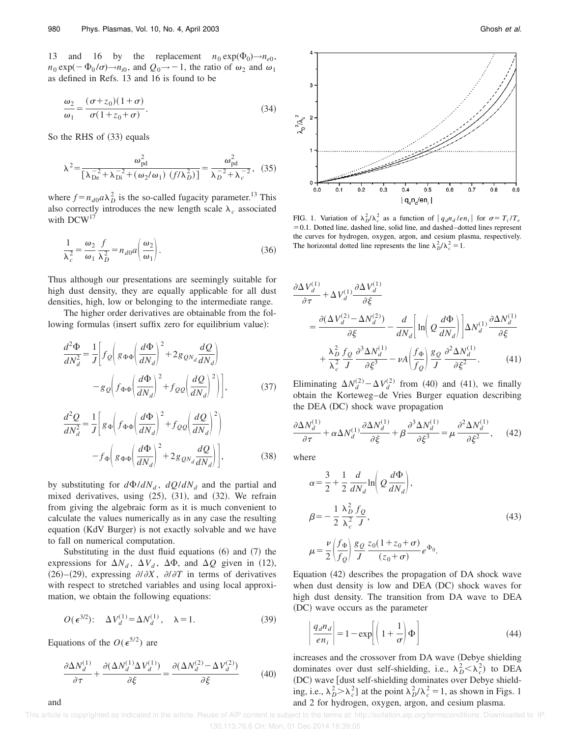13 and 16 by the replacement $n_0 \exp(\Phi_0) \rightarrow n_{e0}$, $n_0 \exp(-\Phi_0/\sigma) \rightarrow n_{i0}$, and $Q_0 \rightarrow -1$, the ratio of $\omega_2$ and $\omega_1$ as defined in Refs. 13 and 16 is found to be

$$\frac{\omega_2}{\omega_1} = \frac{(\sigma + z_0)(1+\sigma)}{\sigma(1+z_0+\sigma)}. \tag{34}$$

So the RHS of (33) equals

$$\lambda^2 = \frac{\omega_{\mathrm{pd}}^2}{[\lambda_{\mathrm{De}}^{-2} + \lambda_{\mathrm{Di}}^{-2} + (\omega_2/\omega_1)\ (f/\lambda_D^2)]} = \frac{\omega_{\mathrm{pd}}^2}{\lambda_D^{-2} + \lambda_c^{-2}}, \tag{35}$$

where $f = n_{d0} a \lambda_D^2$ is the so-called fugacity parameter.[13] This also correctly introduces the new length scale $\lambda_c$ associated with DCW[17]

$$\frac{1}{\lambda_c^2} = \frac{\omega_2}{\omega_1} \frac{f}{\lambda_D^2} = n_{d0} a \left( \frac{\omega_2}{\omega_1} \right). \tag{36}$$

Thus although our presentations are seemingly suitable for high dust density, they are equally applicable for all dust densities, high, low or belonging to the intermediate range.

The higher order derivatives are obtainable from the following formulas (insert suffix zero for equilibrium value):

$$\frac{d^2\Phi}{dN_d^2} = \frac{1}{J}\left[ f_Q \left( g_{\Phi\Phi} \left( \frac{d\Phi}{dN_d} \right)^2 + 2 g_{QN_d} \frac{dQ}{dN_d} \right) - g_Q \left( f_{\Phi\Phi} \left( \frac{d\Phi}{dN_d} \right)^2 + f_{QQ} \left( \frac{dQ}{dN_d} \right)^2 \right) \right], \tag{37}$$

$$\frac{d^2 Q}{dN_d^2} = \frac{1}{J}\left[ g_\Phi \left( f_{\Phi\Phi} \left( \frac{d\Phi}{dN_d} \right)^2 + f_{QQ} \left( \frac{dQ}{dN_d} \right)^2 \right) - f_\Phi \left( g_{\Phi\Phi} \left( \frac{d\Phi}{dN_d} \right)^2 + 2 g_{QN_d} \frac{dQ}{dN_d} \right) \right], \tag{38}$$

by substituting for $d\Phi/dN_d$, $dQ/dN_d$ and the partial and mixed derivatives, using (25), (31), and (32). We refrain from giving the algebraic form as it is much convenient to calculate the values numerically as in any case the resulting equation (KdV Burger) is not exactly solvable and we have to fall on numerical computation.

Substituting in the dust fluid equations (6) and (7) the expressions for $\Delta N_d$, $\Delta V_d$, $\Delta\Phi$, and $\Delta Q$ given in (12), (26)–(29), expressing $\partial/\partial X$, $\partial/\partial T$ in terms of derivatives with respect to stretched variables and using local approximation, we obtain the following equations:

$$O(\epsilon^{3/2}): \quad \Delta V_d^{(1)} = \Delta N_d^{(1)}, \quad \lambda = 1. \tag{39}$$

Equations of the $O(\epsilon^{5/2})$ are

$$\frac{\partial \Delta N_d^{(1)}}{\partial \tau} + \frac{\partial (\Delta N_d^{(1)} \Delta V_d^{(1)})}{\partial \xi} = \frac{\partial (\Delta N_d^{(2)} - \Delta V_d^{(2)})}{\partial \xi} \tag{40}$$

and

FIG. 1. Variation of $\lambda_D^2/\lambda_c^2$ as a function of $|q_d n_d / e n_i|$ for $\sigma = T_i/T_e = 0.1$. Dotted line, dashed line, solid line, and dashed–dotted lines represent the curves for hydrogen, oxygen, argon, and cesium plasma, respectively. The horizontal dotted line represents the line $\lambda_D^2/\lambda_c^2 = 1$.

$$\frac{\partial \Delta V_d^{(1)}}{\partial \tau} + \Delta V_d^{(1)} \frac{\partial \Delta V_d^{(1)}}{\partial \xi} = \frac{\partial (\Delta V_d^{(2)} - \Delta N_d^{(2)})}{\partial \xi} - \frac{d}{dN_d}\left[ \ln \left( Q \frac{d\Phi}{dN_d} \right) \right] \Delta N_d^{(1)} \frac{\partial \Delta N_d^{(1)}}{\partial \xi} + \frac{\lambda_D^2}{\lambda_c^2} \frac{f_Q}{J} \frac{\partial^3 \Delta N_d^{(1)}}{\partial \xi^3} - \nu A \left( \frac{f_\Phi}{f_Q} \right) \frac{g_Q}{J} \frac{\partial^2 \Delta N_d^{(1)}}{\partial \xi^2}. \tag{41}$$

Eliminating $\Delta N_d^{(2)} - \Delta V_d^{(2)}$ from (40) and (41), we finally obtain the Korteweg–de Vries Burger equation describing the DEA (DC) shock wave propagation

$$\frac{\partial \Delta N_d^{(1)}}{\partial \tau} + \alpha \Delta N_d^{(1)} \frac{\partial \Delta N_d^{(1)}}{\partial \xi} + \beta \frac{\partial^3 \Delta N_d^{(1)}}{\partial \xi^3} = \mu \frac{\partial^2 \Delta N_d^{(1)}}{\partial \xi^2}, \tag{42}$$

where

$$\alpha = \frac{3}{2} + \frac{1}{2} \frac{d}{dN_d} \ln \left( Q \frac{d\Phi}{dN_d} \right),$$

$$\beta = -\frac{1}{2} \frac{\lambda_D^2}{\lambda_c^2} \frac{f_Q}{J}, \tag{43}$$

$$\mu = \frac{\nu}{2} \left( \frac{f_\Phi}{f_Q} \right) \frac{g_Q}{J} \frac{z_0(1+z_0+\sigma)}{(z_0+\sigma)} e^{\Phi_0}.$$

Equation (42) describes the propagation of DA shock wave when dust density is low and DEA (DC) shock waves for high dust density. The transition from DA wave to DEA (DC) wave occurs as the parameter

$$\left| \frac{q_d n_d}{e n_i} \right| = 1 - \exp \left[ \left( 1 + \frac{1}{\sigma} \right) \Phi \right] \tag{44}$$

increases and the crossover from DA wave (Debye shielding dominates over dust self-shielding, i.e., $\lambda_D^2 < \lambda_c^2$) to DEA (DC) wave [dust self-shielding dominates over Debye shielding, i.e., $\lambda_D^2 > \lambda_c^2$] at the point $\lambda_D^2/\lambda_c^2 = 1$, as shown in Figs. 1 and 2 for hydrogen, oxygen, argon, and cesium plasma.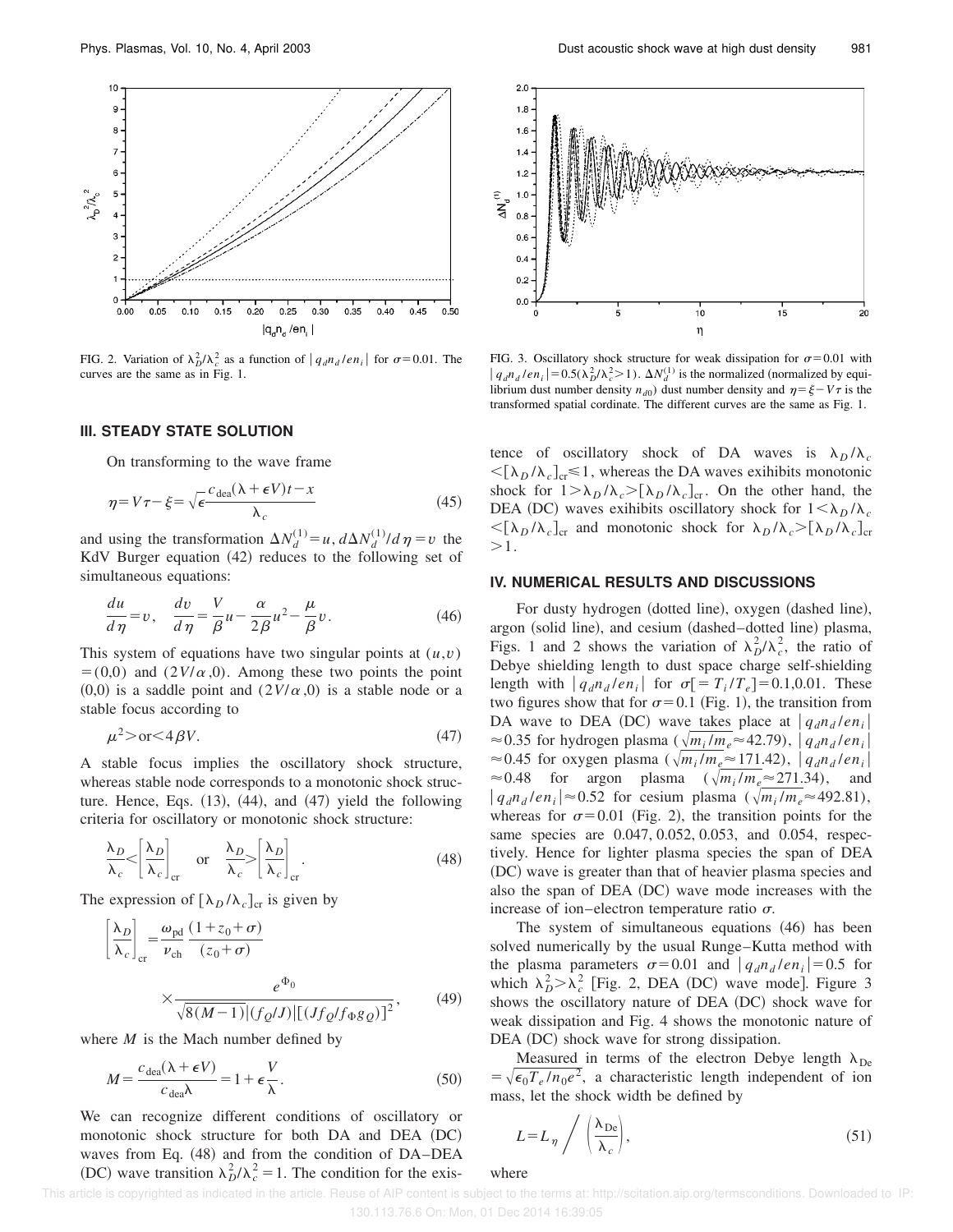FIG. 2. Variation of $\lambda_D^2/\lambda_c^2$ as a function of $|q_d n_d/en_i|$ for $\sigma=0.01$. The curves are the same as in Fig. 1.

## III. STEADY STATE SOLUTION

On transforming to the wave frame

$$\eta = V\tau - \xi = \sqrt{\epsilon}\frac{c_{\mathrm{dea}}(\lambda+\epsilon V)t - x}{\lambda_c} \tag{45}$$

and using the transformation $\Delta N_d^{(1)} = u$, $d\Delta N_d^{(1)}/d\eta = v$ the KdV Burger equation (42) reduces to the following set of simultaneous equations:

$$\frac{du}{d\eta} = v, \quad \frac{dv}{d\eta} = \frac{V}{\beta}u - \frac{\alpha}{2\beta}u^2 - \frac{\mu}{\beta}v. \tag{46}$$

This system of equations have two singular points at $(u,v) = (0,0)$ and $(2V/\alpha,0)$. Among these two points the point $(0,0)$ is a saddle point and $(2V/\alpha,0)$ is a stable node or a stable focus according to

$$\mu^2 > \text{or} < 4\beta V. \tag{47}$$

A stable focus implies the oscillatory shock structure, whereas stable node corresponds to a monotonic shock structure. Hence, Eqs. (13), (44), and (47) yield the following criteria for oscillatory or monotonic shock structure:

$$\frac{\lambda_D}{\lambda_c} < \left[\frac{\lambda_D}{\lambda_c}\right]_{\mathrm{cr}} \quad \text{or} \quad \frac{\lambda_D}{\lambda_c} > \left[\frac{\lambda_D}{\lambda_c}\right]_{\mathrm{cr}}. \tag{48}$$

The expression of $[\lambda_D/\lambda_c]_{\mathrm{cr}}$ is given by

$$\left[\frac{\lambda_D}{\lambda_c}\right]_{\mathrm{cr}} = \frac{\omega_{\mathrm{pd}}}{\nu_{\mathrm{ch}}}\frac{(1+z_0+\sigma)}{(z_0+\sigma)} \times \frac{e^{\Phi_0}}{\sqrt{8(M-1)}|(f_Q/J)|[(Jf_Q/f_\Phi g_Q)]^2}, \tag{49}$$

where $M$ is the Mach number defined by

$$M = \frac{c_{\mathrm{dea}}(\lambda+\epsilon V)}{c_{\mathrm{dea}}\lambda} = 1 + \epsilon\frac{V}{\lambda}. \tag{50}$$

We can recognize different conditions of oscillatory or monotonic shock structure for both DA and DEA (DC) waves from Eq. (48) and from the condition of DA–DEA (DC) wave transition $\lambda_D^2/\lambda_c^2 = 1$. The condition for the existence of oscillatory shock of DA waves is $\lambda_D/\lambda_c < [\lambda_D/\lambda_c]_{\mathrm{cr}} \leq 1$, whereas the DA waves exihibits monotonic shock for $1 > \lambda_D/\lambda_c > [\lambda_D/\lambda_c]_{\mathrm{cr}}$. On the other hand, the DEA (DC) waves exihibits oscillatory shock for $1 < \lambda_D/\lambda_c < [\lambda_D/\lambda_c]_{\mathrm{cr}}$ and monotonic shock for $\lambda_D/\lambda_c > [\lambda_D/\lambda_c]_{\mathrm{cr}} > 1$.

FIG. 3. Oscillatory shock structure for weak dissipation for $\sigma=0.01$ with $|q_d n_d/en_i| = 0.5(\lambda_D^2/\lambda_c^2 > 1)$. $\Delta N_d^{(1)}$ is the normalized (normalized by equilibrium dust number density $n_{d0}$) dust number density and $\eta = \xi - V\tau$ is the transformed spatial cordinate. The different curves are the same as Fig. 1.

## IV. NUMERICAL RESULTS AND DISCUSSIONS

For dusty hydrogen (dotted line), oxygen (dashed line), argon (solid line), and cesium (dashed–dotted line) plasma, Figs. 1 and 2 shows the variation of $\lambda_D^2/\lambda_c^2$, the ratio of Debye shielding length to dust space charge self-shielding length with $|q_d n_d/en_i|$ for $\sigma[=T_i/T_e] = 0.1, 0.01$. These two figures show that for $\sigma = 0.1$ (Fig. 1), the transition from DA wave to DEA (DC) wave takes place at $|q_d n_d/en_i| \approx 0.35$ for hydrogen plasma ($\sqrt{m_i/m_e} \approx 42.79$), $|q_d n_d/en_i| \approx 0.45$ for oxygen plasma ($\sqrt{m_i/m_e} \approx 171.42$), $|q_d n_d/en_i| \approx 0.48$ for argon plasma ($\sqrt{m_i/m_e} \approx 271.34$), and $|q_d n_d/en_i| \approx 0.52$ for cesium plasma ($\sqrt{m_i/m_e} \approx 492.81$), whereas for $\sigma = 0.01$ (Fig. 2), the transition points for the same species are 0.047, 0.052, 0.053, and 0.054, respectively. Hence for lighter plasma species the span of DEA (DC) wave is greater than that of heavier plasma species and also the span of DEA (DC) wave mode increases with the increase of ion–electron temperature ratio $\sigma$.

The system of simultaneous equations (46) has been solved numerically by the usual Runge–Kutta method with the plasma parameters $\sigma = 0.01$ and $|q_d n_d/en_i| = 0.5$ for which $\lambda_D^2 > \lambda_c^2$ [Fig. 2, DEA (DC) wave mode]. Figure 3 shows the oscillatory nature of DEA (DC) shock wave for weak dissipation and Fig. 4 shows the monotonic nature of DEA (DC) shock wave for strong dissipation.

Measured in terms of the electron Debye length $\lambda_{\mathrm{De}} = \sqrt{\epsilon_0 T_e/n_0 e^2}$, a characteristic length independent of ion mass, let the shock width be defined by

$$L = L_\eta \bigg/ \left(\frac{\lambda_{\mathrm{De}}}{\lambda_c}\right), \tag{51}$$

where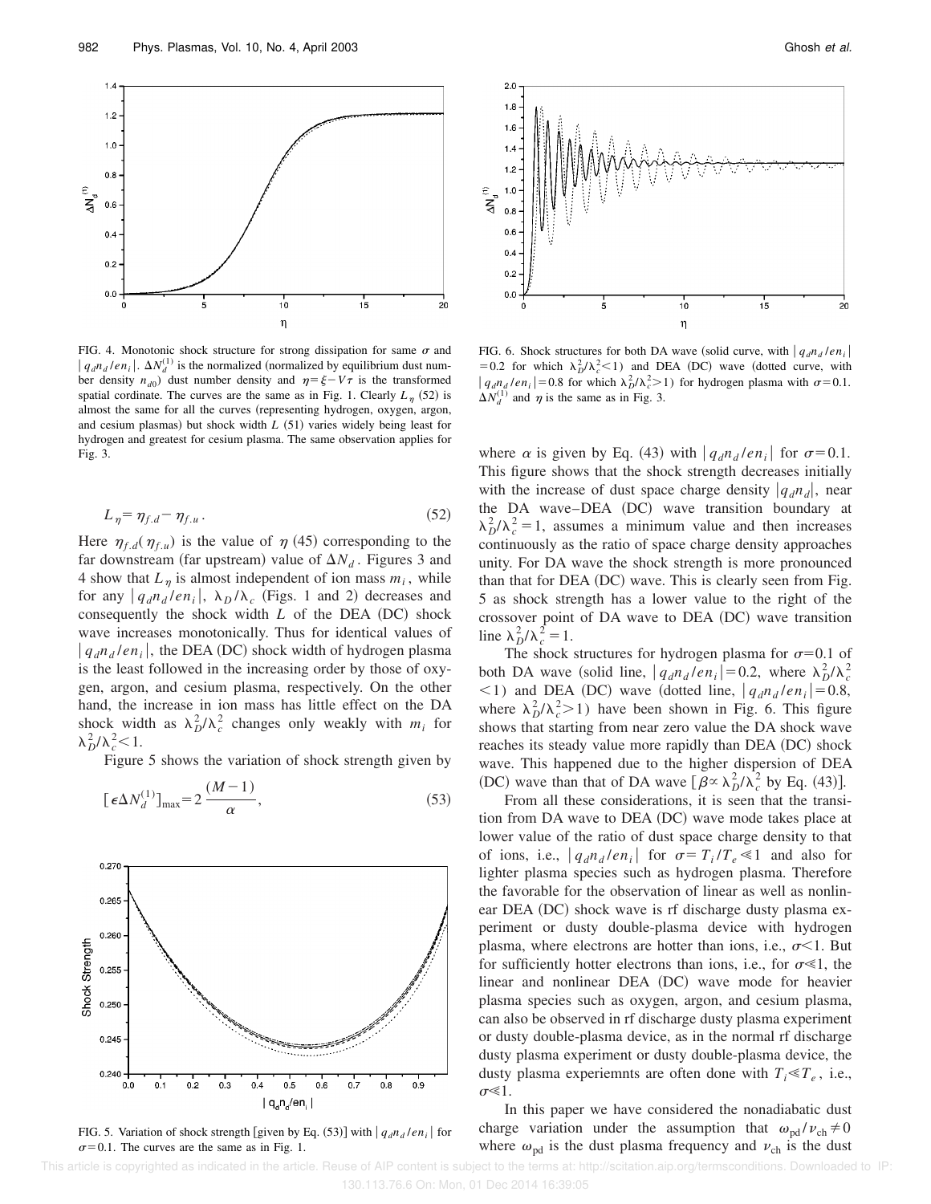FIG. 4. Monotonic shock structure for strong dissipation for same $\sigma$ and $|q_d n_d/en_i|$. $\Delta N_d^{(1)}$ is the normalized (normalized by equilibrium dust number density $n_{d0}$) dust number density and $\eta=\xi-V\tau$ is the transformed spatial cordinate. The curves are the same as in Fig. 1. Clearly $L_\eta$ (52) is almost the same for all the curves (representing hydrogen, oxygen, argon, and cesium plasmas) but shock width $L$ (51) varies widely being least for hydrogen and greatest for cesium plasma. The same observation applies for Fig. 3.

$$L_\eta=\eta_{f.d}-\eta_{f.u}. \tag{52}$$

Here $\eta_{f.d}(\eta_{f.u})$ is the value of $\eta$ (45) corresponding to the far downstream (far upstream) value of $\Delta N_d$. Figures 3 and 4 show that $L_\eta$ is almost independent of ion mass $m_i$, while for any $|q_d n_d/en_i|$, $\lambda_D/\lambda_c$ (Figs. 1 and 2) decreases and consequently the shock width $L$ of the DEA (DC) shock wave increases monotonically. Thus for identical values of $|q_d n_d/en_i|$, the DEA (DC) shock width of hydrogen plasma is the least followed in the increasing order by those of oxygen, argon, and cesium plasma, respectively. On the other hand, the increase in ion mass has little effect on the DA shock width as $\lambda_D^2/\lambda_c^2$ changes only weakly with $m_i$ for $\lambda_D^2/\lambda_c^2<1$.

Figure 5 shows the variation of shock strength given by

$$[\epsilon\Delta N_d^{(1)}]_{\max}=2\,\frac{(M-1)}{\alpha}, \tag{53}$$

FIG. 5. Variation of shock strength [given by Eq. (53)] with $|q_d n_d/en_i|$ for $\sigma=0.1$. The curves are the same as in Fig. 1.

FIG. 6. Shock structures for both DA wave (solid curve, with $|q_d n_d/en_i|=0.2$ for which $\lambda_D^2/\lambda_c^2<1$) and DEA (DC) wave (dotted curve, with $|q_d n_d/en_i|=0.8$ for which $\lambda_D^2/\lambda_c^2>1$) for hydrogen plasma with $\sigma=0.1$. $\Delta N_d^{(1)}$ and $\eta$ is the same as in Fig. 3.

where $\alpha$ is given by Eq. (43) with $|q_d n_d/en_i|$ for $\sigma=0.1$. This figure shows that the shock strength decreases initially with the increase of dust space charge density $|q_d n_d|$, near the DA wave–DEA (DC) wave transition boundary at $\lambda_D^2/\lambda_c^2=1$, assumes a minimum value and then increases continuously as the ratio of space charge density approaches unity. For DA wave the shock strength is more pronounced than that for DEA (DC) wave. This is clearly seen from Fig. 5 as shock strength has a lower value to the right of the crossover point of DA wave to DEA (DC) wave transition line $\lambda_D^2/\lambda_c^2=1$.

The shock structures for hydrogen plasma for $\sigma=0.1$ of both DA wave (solid line, $|q_d n_d/en_i|=0.2$, where $\lambda_D^2/\lambda_c^2<1$) and DEA (DC) wave (dotted line, $|q_d n_d/en_i|=0.8$, where $\lambda_D^2/\lambda_c^2>1$) have been shown in Fig. 6. This figure shows that starting from near zero value the DA shock wave reaches its steady value more rapidly than DEA (DC) shock wave. This happened due to the higher dispersion of DEA (DC) wave than that of DA wave [$\beta\propto\lambda_D^2/\lambda_c^2$ by Eq. (43)].

From all these considerations, it is seen that the transition from DA wave to DEA (DC) wave mode takes place at lower value of the ratio of dust space charge density to that of ions, i.e., $|q_d n_d/en_i|$ for $\sigma=T_i/T_e\ll 1$ and also for lighter plasma species such as hydrogen plasma. Therefore the favorable for the observation of linear as well as nonlinear DEA (DC) shock wave is rf discharge dusty plasma experiment or dusty double-plasma device with hydrogen plasma, where electrons are hotter than ions, i.e., $\sigma<1$. But for sufficiently hotter electrons than ions, i.e., for $\sigma\ll 1$, the linear and nonlinear DEA (DC) wave mode for heavier plasma species such as oxygen, argon, and cesium plasma, can also be observed in rf discharge dusty plasma experiment or dusty double-plasma device, as in the normal rf discharge dusty plasma experiment or dusty double-plasma device, the dusty plasma experiemnts are often done with $T_i\ll T_e$, i.e., $\sigma\ll 1$.

In this paper we have considered the nonadiabatic dust charge variation under the assumption that $\omega_{pd}/\nu_{ch}\neq 0$ where $\omega_{pd}$ is the dust plasma frequency and $\nu_{ch}$ is the dust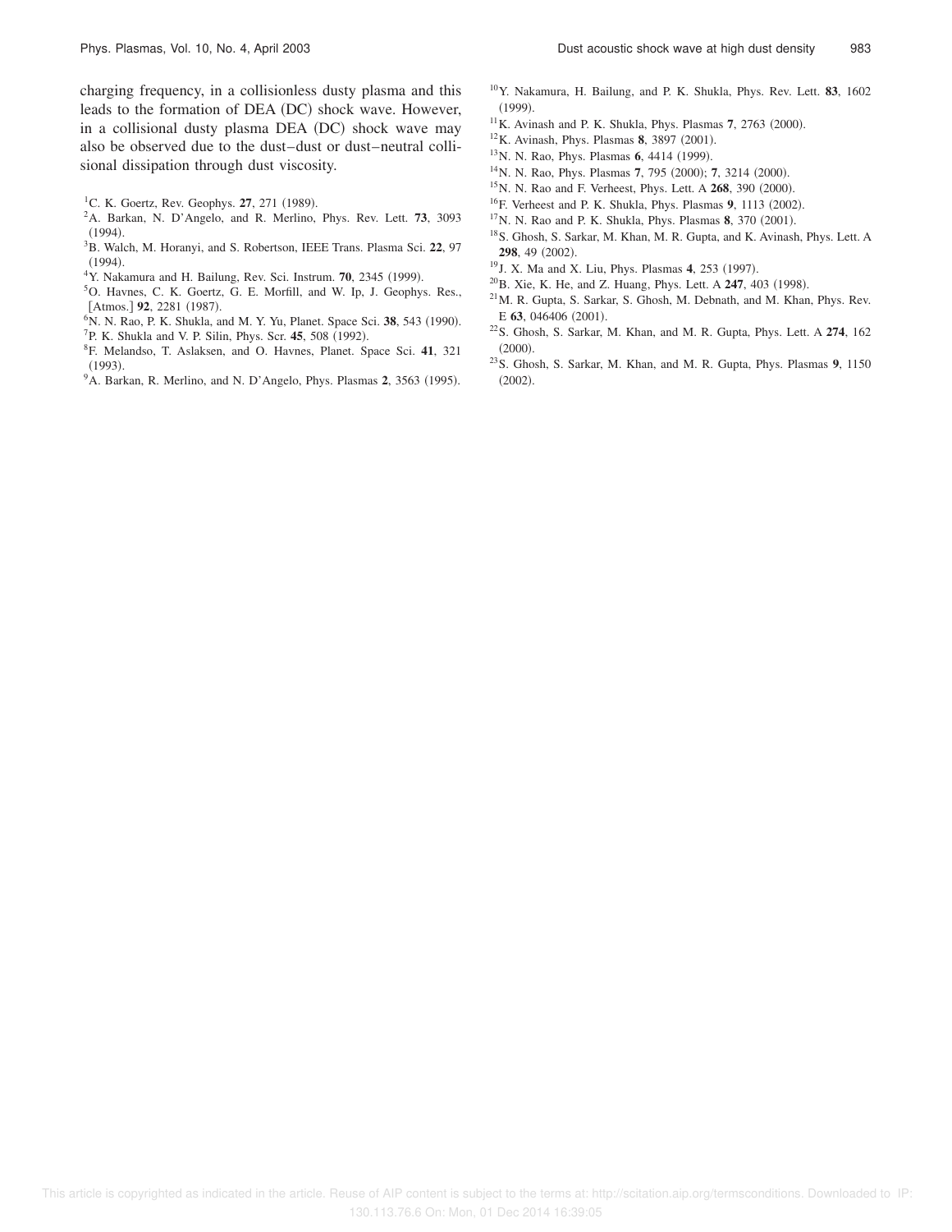charging frequency, in a collisionless dusty plasma and this leads to the formation of DEA (DC) shock wave. However, in a collisional dusty plasma DEA (DC) shock wave may also be observed due to the dust–dust or dust–neutral collisional dissipation through dust viscosity.

[1] C. K. Goertz, Rev. Geophys. **27**, 271 (1989).
[2] A. Barkan, N. D'Angelo, and R. Merlino, Phys. Rev. Lett. **73**, 3093 (1994).
[3] B. Walch, M. Horanyi, and S. Robertson, IEEE Trans. Plasma Sci. **22**, 97 (1994).
[4] Y. Nakamura and H. Bailung, Rev. Sci. Instrum. **70**, 2345 (1999).
[5] O. Havnes, C. K. Goertz, G. E. Morfill, and W. Ip, J. Geophys. Res., [Atmos.] **92**, 2281 (1987).
[6] N. N. Rao, P. K. Shukla, and M. Y. Yu, Planet. Space Sci. **38**, 543 (1990).
[7] P. K. Shukla and V. P. Silin, Phys. Scr. **45**, 508 (1992).
[8] F. Melandso, T. Aslaksen, and O. Havnes, Planet. Space Sci. **41**, 321 (1993).
[9] A. Barkan, R. Merlino, and N. D'Angelo, Phys. Plasmas **2**, 3563 (1995).
[10] Y. Nakamura, H. Bailung, and P. K. Shukla, Phys. Rev. Lett. **83**, 1602 (1999).
[11] K. Avinash and P. K. Shukla, Phys. Plasmas **7**, 2763 (2000).
[12] K. Avinash, Phys. Plasmas **8**, 3897 (2001).
[13] N. N. Rao, Phys. Plasmas **6**, 4414 (1999).
[14] N. N. Rao, Phys. Plasmas **7**, 795 (2000); **7**, 3214 (2000).
[15] N. N. Rao and F. Verheest, Phys. Lett. A **268**, 390 (2000).
[16] F. Verheest and P. K. Shukla, Phys. Plasmas **9**, 1113 (2002).
[17] N. N. Rao and P. K. Shukla, Phys. Plasmas **8**, 370 (2001).
[18] S. Ghosh, S. Sarkar, M. Khan, M. R. Gupta, and K. Avinash, Phys. Lett. A **298**, 49 (2002).
[19] J. X. Ma and X. Liu, Phys. Plasmas **4**, 253 (1997).
[20] B. Xie, K. He, and Z. Huang, Phys. Lett. A **247**, 403 (1998).
[21] M. R. Gupta, S. Sarkar, S. Ghosh, M. Debnath, and M. Khan, Phys. Rev. E **63**, 046406 (2001).
[22] S. Ghosh, S. Sarkar, M. Khan, and M. R. Gupta, Phys. Lett. A **274**, 162 (2000).
[23] S. Ghosh, S. Sarkar, M. Khan, and M. R. Gupta, Phys. Plasmas **9**, 1150 (2002).